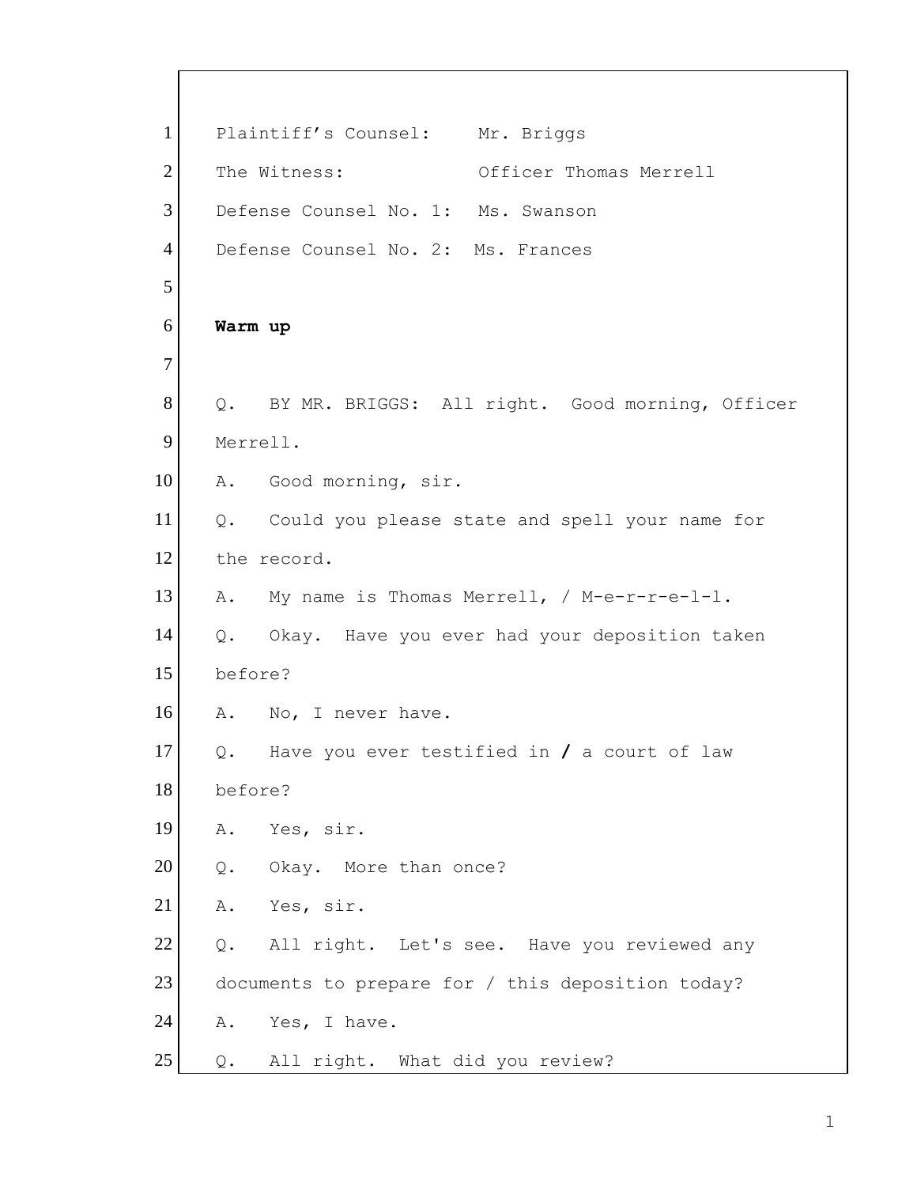Plaintiff's Counsel: Mr. Briggs

The Witness: Officer Thomas Merrell

Defense Counsel No. 1: Ms. Swanson

Defense Counsel No. 2: Ms. Frances

**Warm up**

Q. BY MR. BRIGGS: All right. Good morning, Officer Merrell.

A. Good morning, sir.

Q. Could you please state and spell your name for the record.

A. My name is Thomas Merrell, / M-e-r-r-e-l-l.

Q. Okay. Have you ever had your deposition taken before?

A. No, I never have.

Q. Have you ever testified in **/** a court of law before?

A. Yes, sir.

Q. Okay. More than once?

A. Yes, sir.

Q. All right. Let's see. Have you reviewed any documents to prepare for / this deposition today?

A. Yes, I have.

Q. All right. What did you review?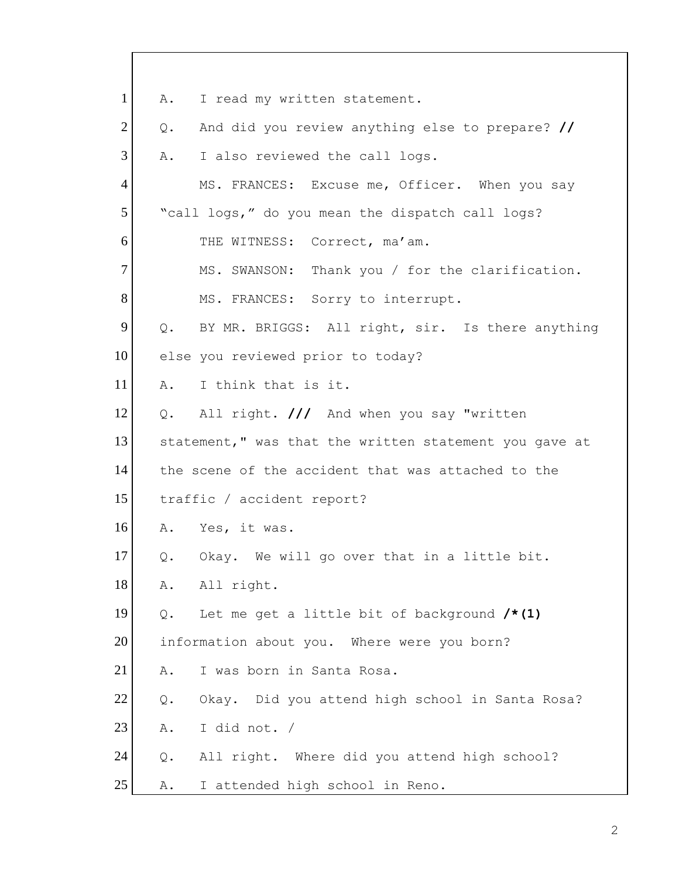1 A. I read my written statement.

2 Q. And did you review anything else to prepare? **//**

3 A. I also reviewed the call logs.

4 MS. FRANCES: Excuse me, Officer. When you say

5 “call logs,” do you mean the dispatch call logs?

6 THE WITNESS: Correct, ma’am.

7 MS. SWANSON: Thank you / for the clarification.

8 MS. FRANCES: Sorry to interrupt.

9 Q. BY MR. BRIGGS: All right, sir. Is there anything

10 else you reviewed prior to today?

11 A. I think that is it.

12 Q. All right. **///** And when you say "written

13 statement," was that the written statement you gave at

14 the scene of the accident that was attached to the

15 traffic / accident report?

16 A. Yes, it was.

17 Q. Okay. We will go over that in a little bit.

18 A. All right.

19 Q. Let me get a little bit of background **/*(1)**

20 information about you. Where were you born?

21 A. I was born in Santa Rosa.

22 Q. Okay. Did you attend high school in Santa Rosa?

23 A. I did not. /

24 Q. All right. Where did you attend high school?

25 A. I attended high school in Reno.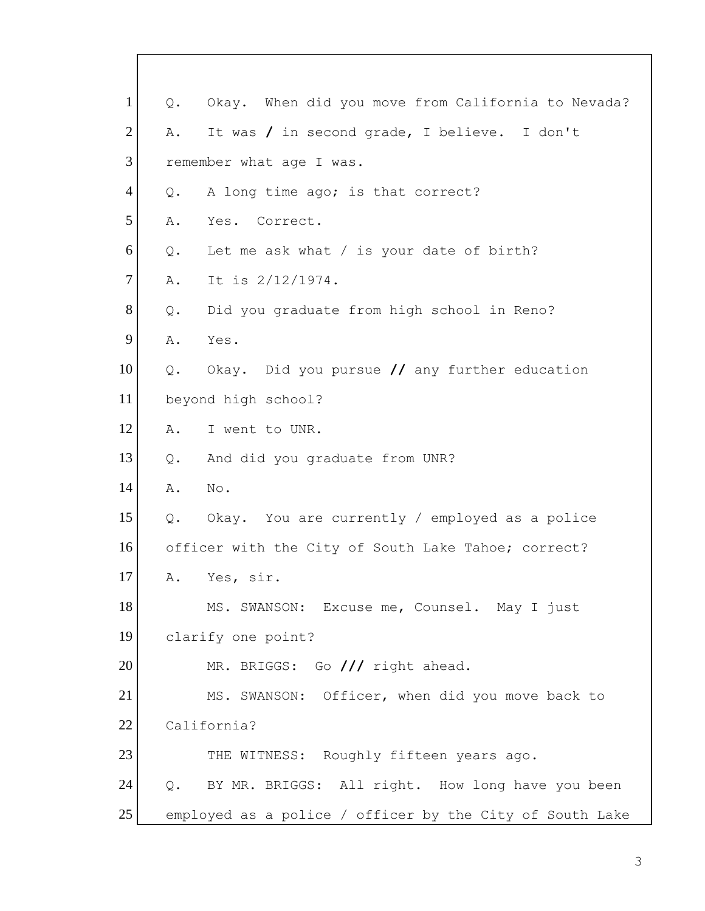1 Q. Okay. When did you move from California to Nevada?
2 A. It was / in second grade, I believe. I don't
3 remember what age I was.
4 Q. A long time ago; is that correct?
5 A. Yes. Correct.
6 Q. Let me ask what / is your date of birth?
7 A. It is 2/12/1974.
8 Q. Did you graduate from high school in Reno?
9 A. Yes.
10 Q. Okay. Did you pursue // any further education
11 beyond high school?
12 A. I went to UNR.
13 Q. And did you graduate from UNR?
14 A. No.
15 Q. Okay. You are currently / employed as a police
16 officer with the City of South Lake Tahoe; correct?
17 A. Yes, sir.
18 MS. SWANSON: Excuse me, Counsel. May I just
19 clarify one point?
20 MR. BRIGGS: Go /// right ahead.
21 MS. SWANSON: Officer, when did you move back to
22 California?
23 THE WITNESS: Roughly fifteen years ago.
24 Q. BY MR. BRIGGS: All right. How long have you been
25 employed as a police / officer by the City of South Lake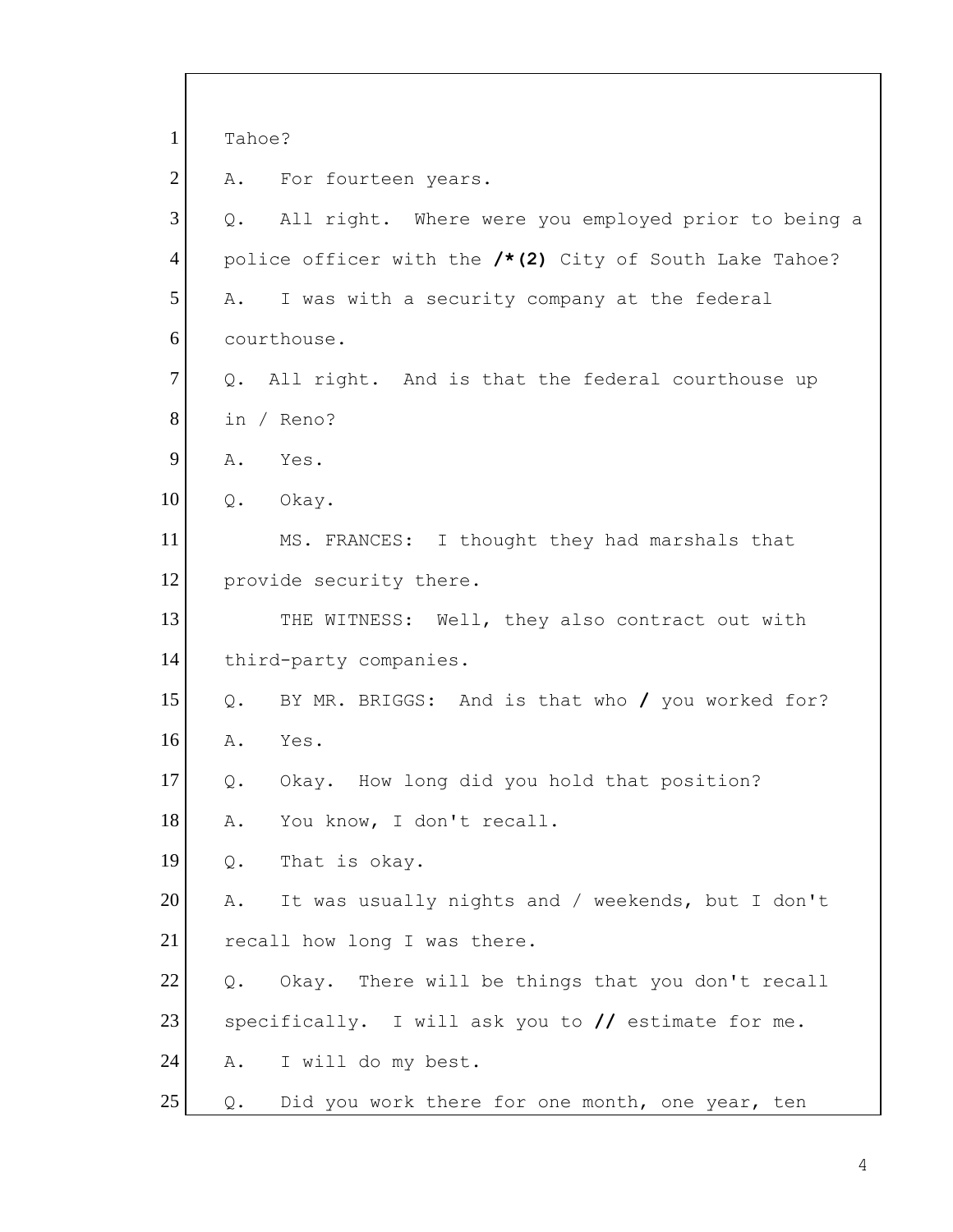1 Tahoe?

2 A. For fourteen years.

3 Q. All right. Where were you employed prior to being a

4 police officer with the **/*(2)** City of South Lake Tahoe?

5 A. I was with a security company at the federal

6 courthouse.

7 Q. All right. And is that the federal courthouse up

8 in / Reno?

9 A. Yes.

10 Q. Okay.

11 MS. FRANCES: I thought they had marshals that

12 provide security there.

13 THE WITNESS: Well, they also contract out with

14 third-party companies.

15 Q. BY MR. BRIGGS: And is that who **/** you worked for?

16 A. Yes.

17 Q. Okay. How long did you hold that position?

18 A. You know, I don't recall.

19 Q. That is okay.

20 A. It was usually nights and / weekends, but I don't

21 recall how long I was there.

22 Q. Okay. There will be things that you don't recall

23 specifically. I will ask you to **//** estimate for me.

24 A. I will do my best.

25 Q. Did you work there for one month, one year, ten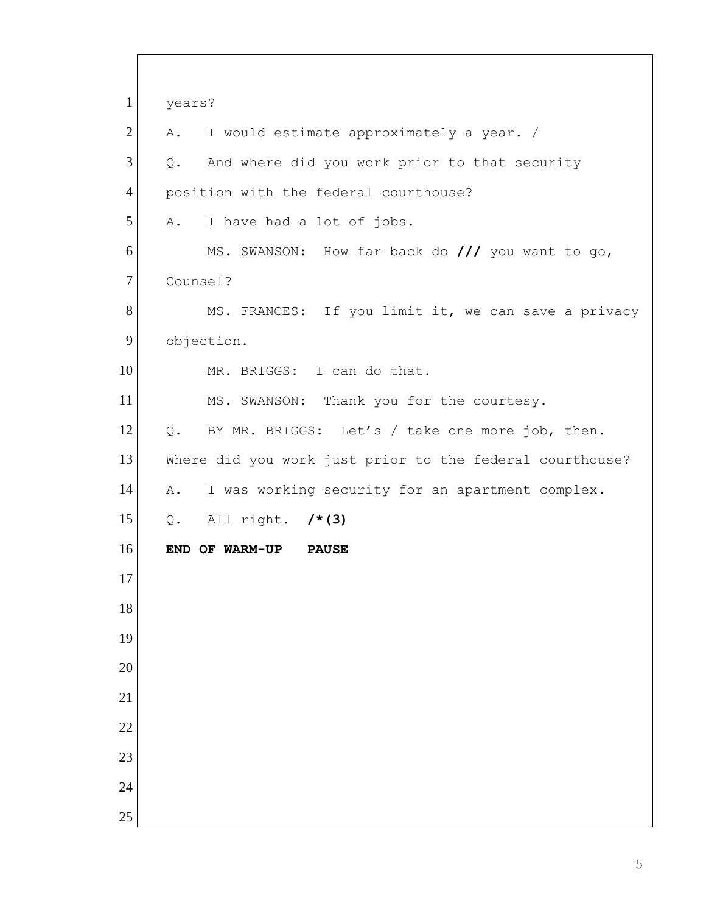1 years?

2 A. I would estimate approximately a year. /

3 Q. And where did you work prior to that security

4 position with the federal courthouse?

5 A. I have had a lot of jobs.

6 MS. SWANSON: How far back do **///** you want to go,

7 Counsel?

8 MS. FRANCES: If you limit it, we can save a privacy

9 objection.

10 MR. BRIGGS: I can do that.

11 MS. SWANSON: Thank you for the courtesy.

12 Q. BY MR. BRIGGS: Let's / take one more job, then.

13 Where did you work just prior to the federal courthouse?

14 A. I was working security for an apartment complex.

15 Q. All right. **/*(3)**

16 **END OF WARM-UP PAUSE**

17

18

19

20

21

22

23

24

25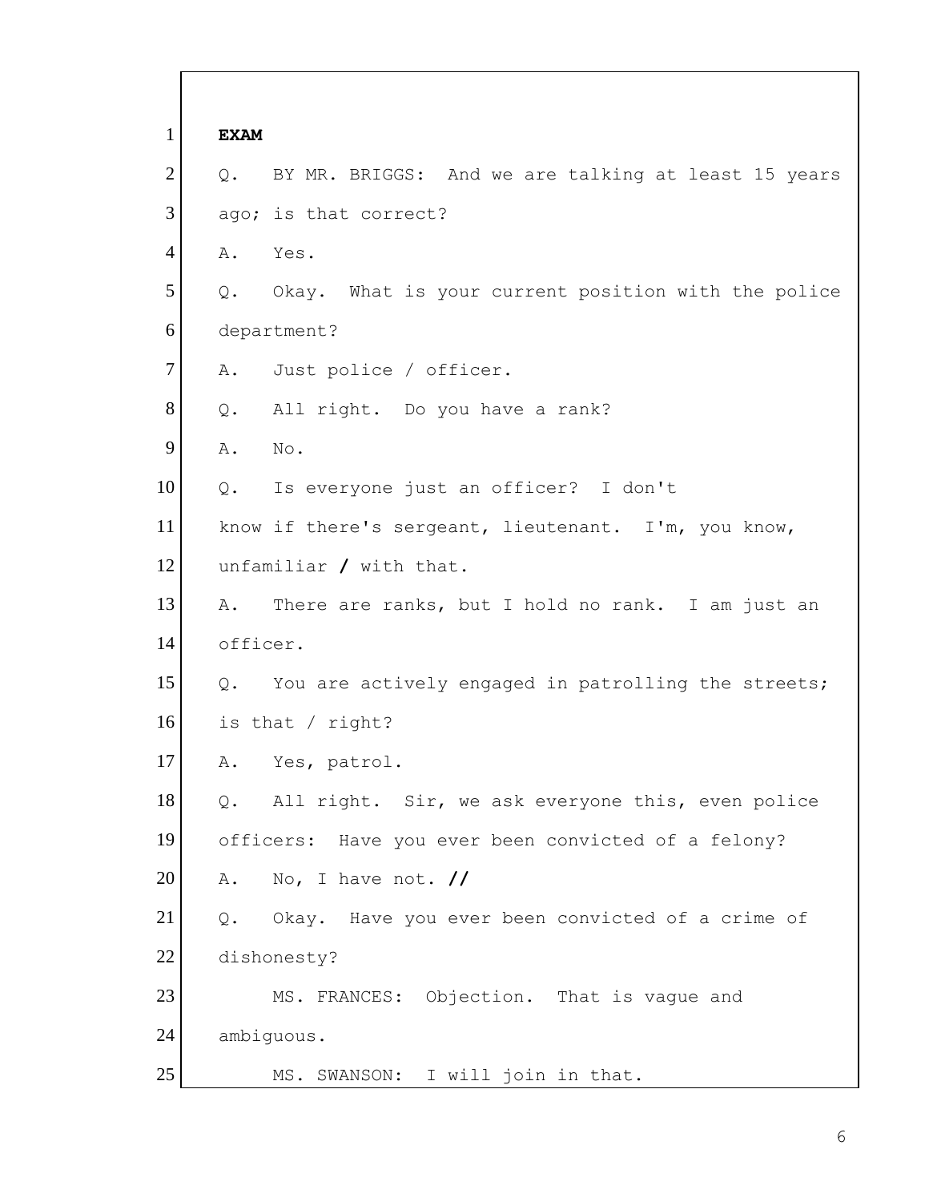**EXAM**

Q. BY MR. BRIGGS: And we are talking at least 15 years ago; is that correct?

A. Yes.

Q. Okay. What is your current position with the police department?

A. Just police / officer.

Q. All right. Do you have a rank?

A. No.

Q. Is everyone just an officer? I don't know if there's sergeant, lieutenant. I'm, you know, unfamiliar **/** with that.

A. There are ranks, but I hold no rank. I am just an officer.

Q. You are actively engaged in patrolling the streets; is that / right?

A. Yes, patrol.

Q. All right. Sir, we ask everyone this, even police officers: Have you ever been convicted of a felony?

A. No, I have not. **//**

Q. Okay. Have you ever been convicted of a crime of dishonesty?

MS. FRANCES: Objection. That is vague and ambiguous.

MS. SWANSON: I will join in that.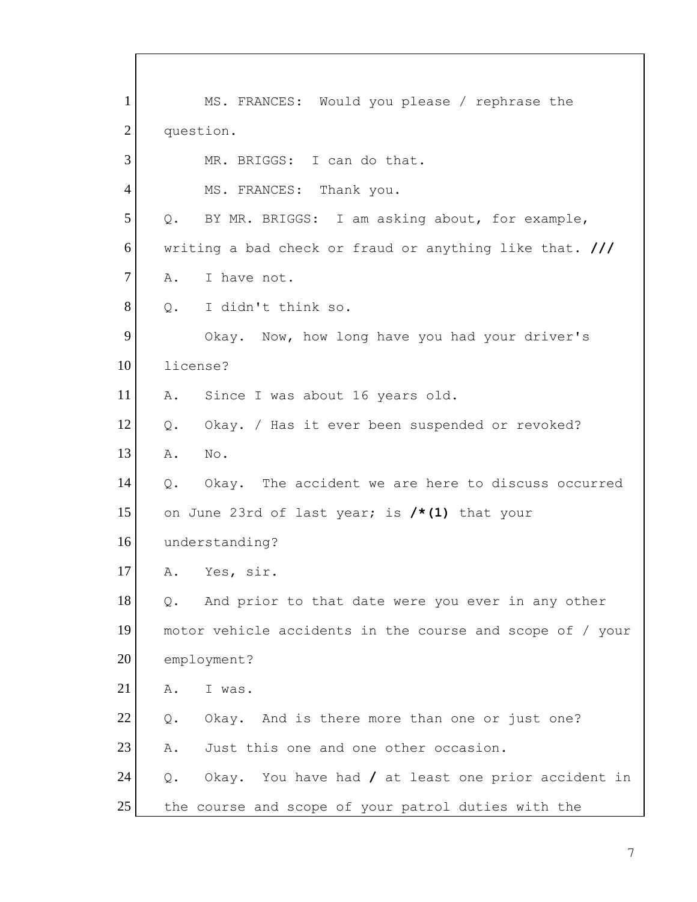1 MS. FRANCES: Would you please / rephrase the
2 question.
3 MR. BRIGGS: I can do that.
4 MS. FRANCES: Thank you.
5 Q. BY MR. BRIGGS: I am asking about, for example,
6 writing a bad check or fraud or anything like that. **///**
7 A. I have not.
8 Q. I didn't think so.
9 Okay. Now, how long have you had your driver's
10 license?
11 A. Since I was about 16 years old.
12 Q. Okay. / Has it ever been suspended or revoked?
13 A. No.
14 Q. Okay. The accident we are here to discuss occurred
15 on June 23rd of last year; is **/*(1)** that your
16 understanding?
17 A. Yes, sir.
18 Q. And prior to that date were you ever in any other
19 motor vehicle accidents in the course and scope of / your
20 employment?
21 A. I was.
22 Q. Okay. And is there more than one or just one?
23 A. Just this one and one other occasion.
24 Q. Okay. You have had **/** at least one prior accident in
25 the course and scope of your patrol duties with the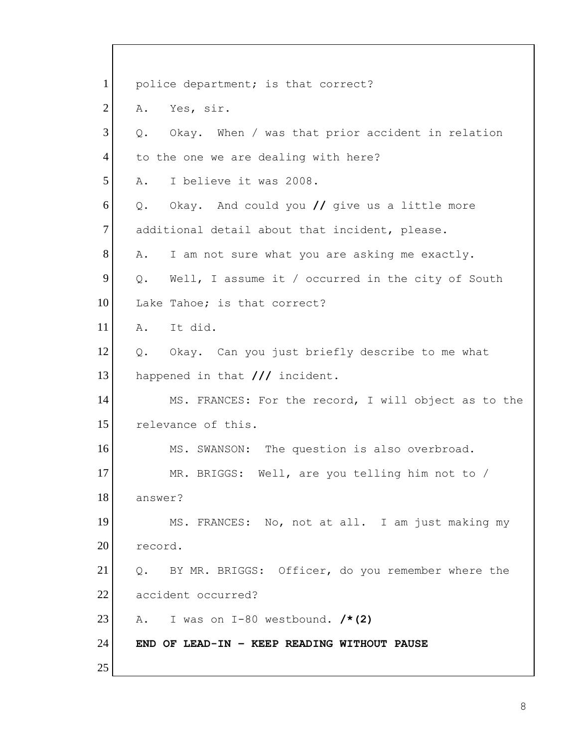1 police department; is that correct?

2 A. Yes, sir.

3 Q. Okay. When / was that prior accident in relation

4 to the one we are dealing with here?

5 A. I believe it was 2008.

6 Q. Okay. And could you **//** give us a little more

7 additional detail about that incident, please.

8 A. I am not sure what you are asking me exactly.

9 Q. Well, I assume it / occurred in the city of South

10 Lake Tahoe; is that correct?

11 A. It did.

12 Q. Okay. Can you just briefly describe to me what

13 happened in that **///** incident.

14 MS. FRANCES: For the record, I will object as to the

15 relevance of this.

16 MS. SWANSON: The question is also overbroad.

17 MR. BRIGGS: Well, are you telling him not to /

18 answer?

19 MS. FRANCES: No, not at all. I am just making my

20 record.

21 Q. BY MR. BRIGGS: Officer, do you remember where the

22 accident occurred?

23 A. I was on I-80 westbound. **/*(2)**

24 **END OF LEAD-IN – KEEP READING WITHOUT PAUSE**

25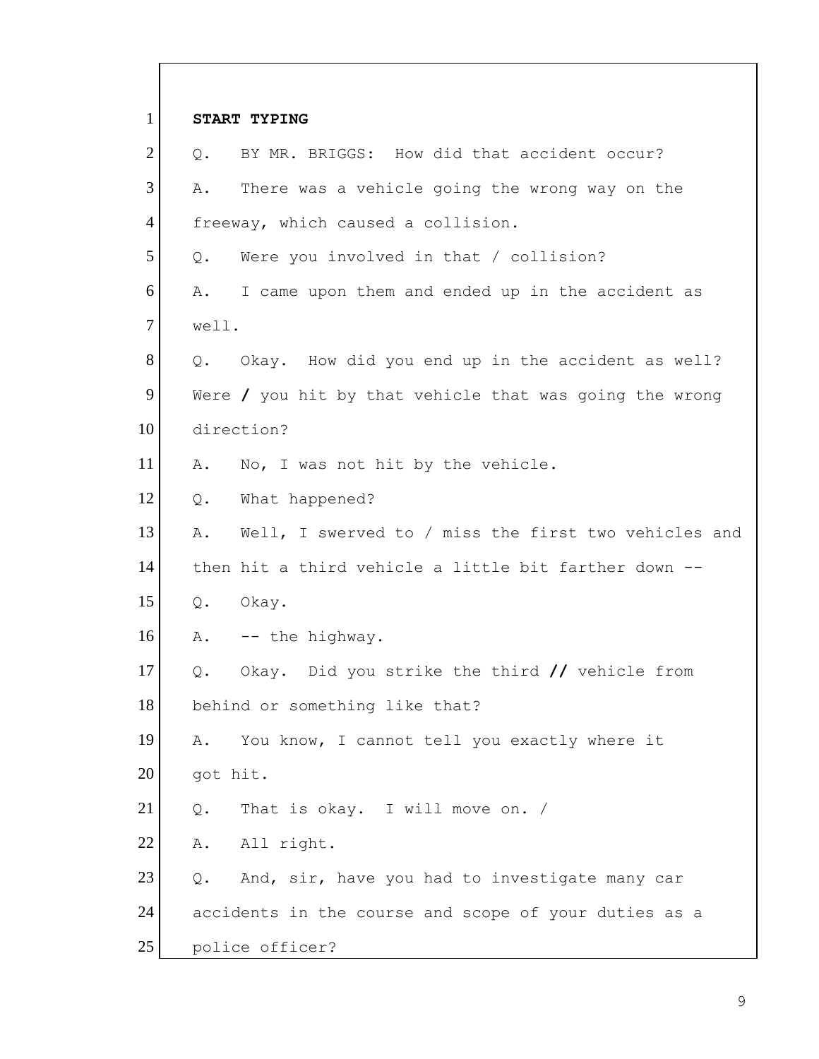1 **START TYPING**

2 Q. BY MR. BRIGGS: How did that accident occur?

3 A. There was a vehicle going the wrong way on the

4 freeway, which caused a collision.

5 Q. Were you involved in that / collision?

6 A. I came upon them and ended up in the accident as

7 well.

8 Q. Okay. How did you end up in the accident as well?

9 Were **/** you hit by that vehicle that was going the wrong

10 direction?

11 A. No, I was not hit by the vehicle.

12 Q. What happened?

13 A. Well, I swerved to / miss the first two vehicles and

14 then hit a third vehicle a little bit farther down --

15 Q. Okay.

16 A. -- the highway.

17 Q. Okay. Did you strike the third **//** vehicle from

18 behind or something like that?

19 A. You know, I cannot tell you exactly where it

20 got hit.

21 Q. That is okay. I will move on. /

22 A. All right.

23 Q. And, sir, have you had to investigate many car

24 accidents in the course and scope of your duties as a

25 police officer?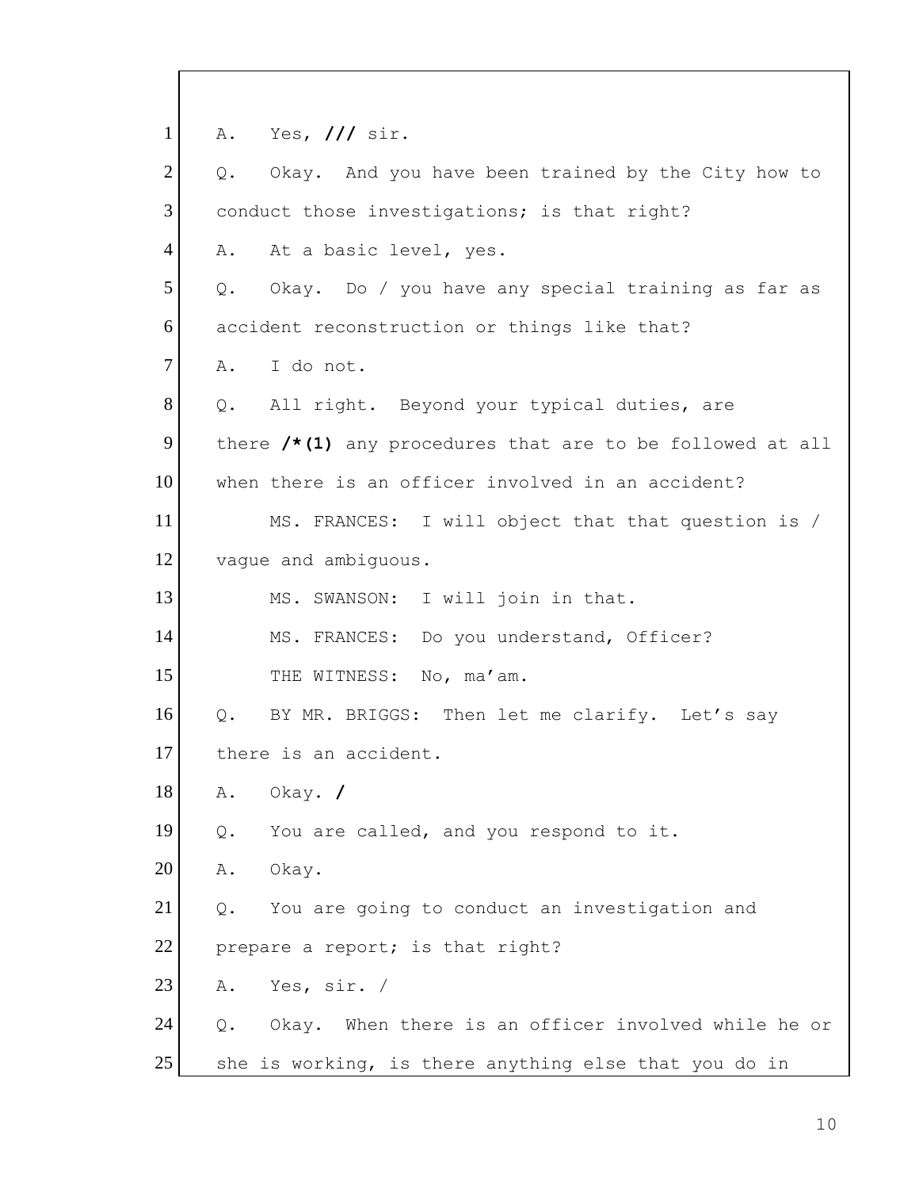1 A. Yes, /// sir.

2 Q. Okay. And you have been trained by the City how to

3 conduct those investigations; is that right?

4 A. At a basic level, yes.

5 Q. Okay. Do / you have any special training as far as

6 accident reconstruction or things like that?

7 A. I do not.

8 Q. All right. Beyond your typical duties, are

9 there /*(1) any procedures that are to be followed at all

10 when there is an officer involved in an accident?

11 MS. FRANCES: I will object that that question is /

12 vague and ambiguous.

13 MS. SWANSON: I will join in that.

14 MS. FRANCES: Do you understand, Officer?

15 THE WITNESS: No, ma'am.

16 Q. BY MR. BRIGGS: Then let me clarify. Let's say

17 there is an accident.

18 A. Okay. /

19 Q. You are called, and you respond to it.

20 A. Okay.

21 Q. You are going to conduct an investigation and

22 prepare a report; is that right?

23 A. Yes, sir. /

24 Q. Okay. When there is an officer involved while he or

25 she is working, is there anything else that you do in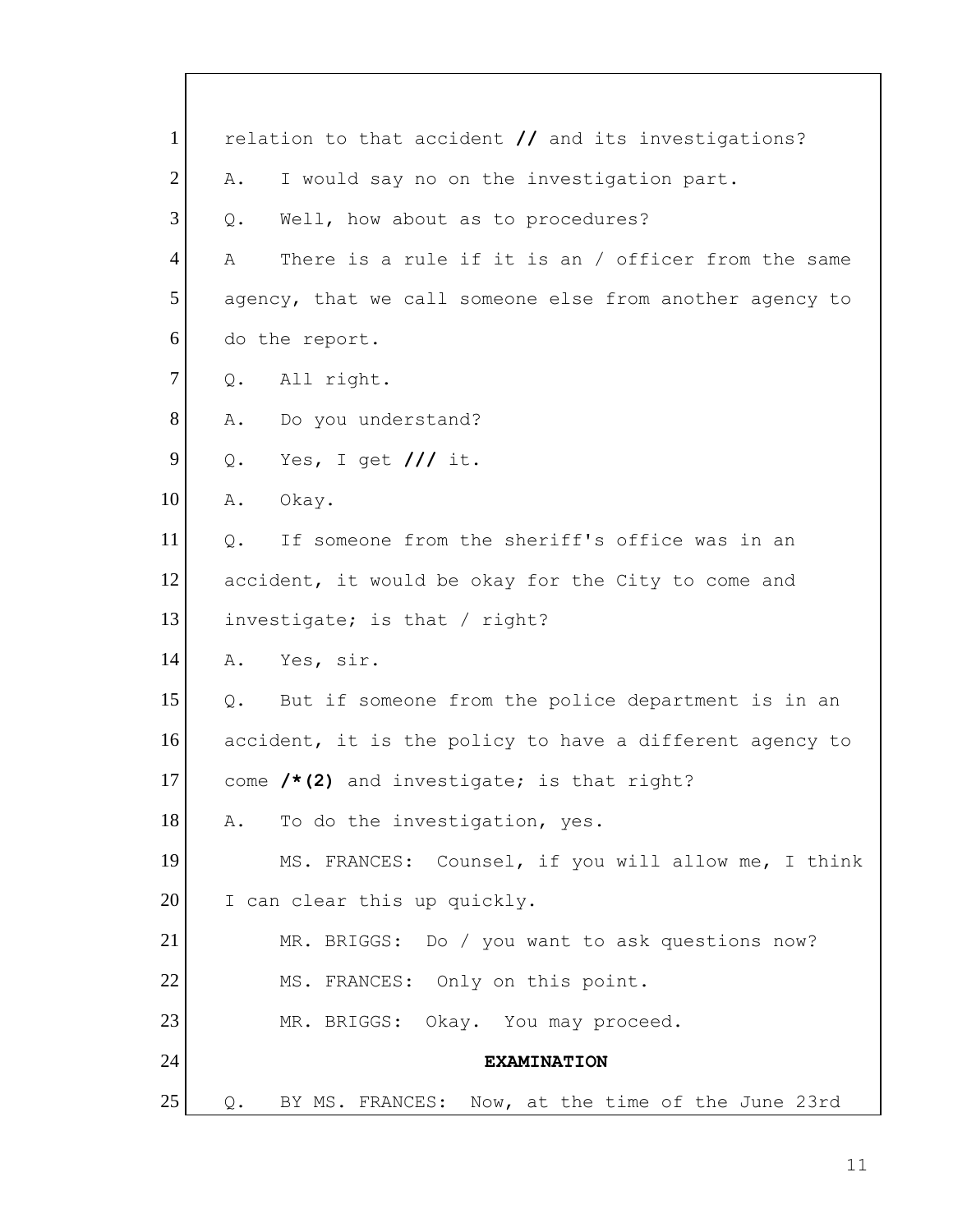1 relation to that accident **//** and its investigations?

2 A. I would say no on the investigation part.

3 Q. Well, how about as to procedures?

4 A There is a rule if it is an / officer from the same

5 agency, that we call someone else from another agency to

6 do the report.

7 Q. All right.

8 A. Do you understand?

9 Q. Yes, I get **///** it.

10 A. Okay.

11 Q. If someone from the sheriff's office was in an

12 accident, it would be okay for the City to come and

13 investigate; is that / right?

14 A. Yes, sir.

15 Q. But if someone from the police department is in an

16 accident, it is the policy to have a different agency to

17 come **/*(2)** and investigate; is that right?

18 A. To do the investigation, yes.

19 MS. FRANCES: Counsel, if you will allow me, I think

20 I can clear this up quickly.

21 MR. BRIGGS: Do / you want to ask questions now?

22 MS. FRANCES: Only on this point.

23 MR. BRIGGS: Okay. You may proceed.

24 **EXAMINATION**

25 Q. BY MS. FRANCES: Now, at the time of the June 23rd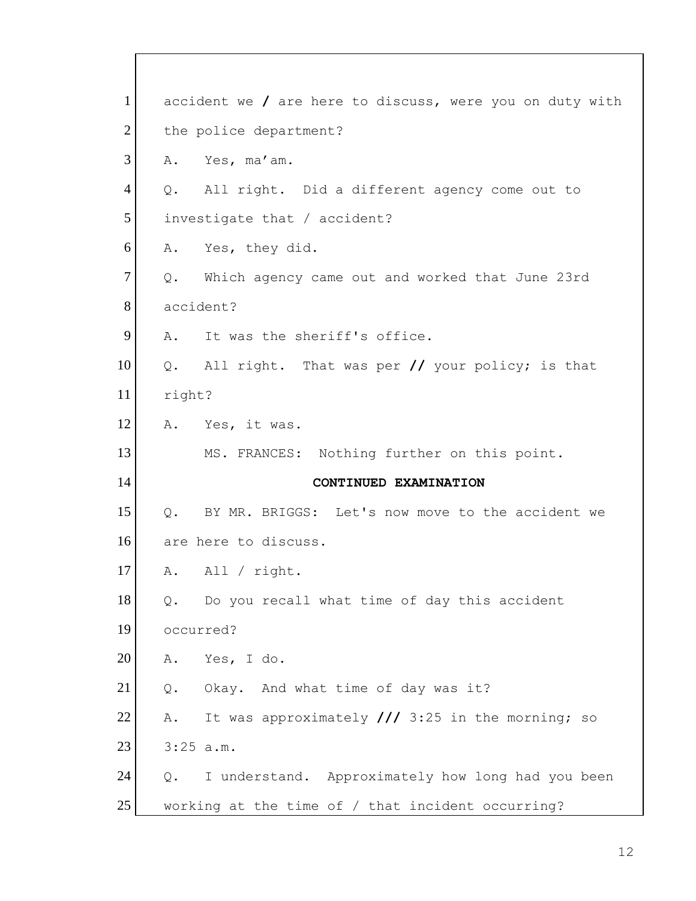accident we / are here to discuss, were you on duty with the police department?

A. Yes, ma'am.

Q. All right. Did a different agency come out to investigate that / accident?

A. Yes, they did.

Q. Which agency came out and worked that June 23rd accident?

A. It was the sheriff's office.

Q. All right. That was per // your policy; is that right?

A. Yes, it was.

MS. FRANCES: Nothing further on this point.

**CONTINUED EXAMINATION**

Q. BY MR. BRIGGS: Let's now move to the accident we are here to discuss.

A. All / right.

Q. Do you recall what time of day this accident occurred?

A. Yes, I do.

Q. Okay. And what time of day was it?

A. It was approximately /// 3:25 in the morning; so 3:25 a.m.

Q. I understand. Approximately how long had you been working at the time of / that incident occurring?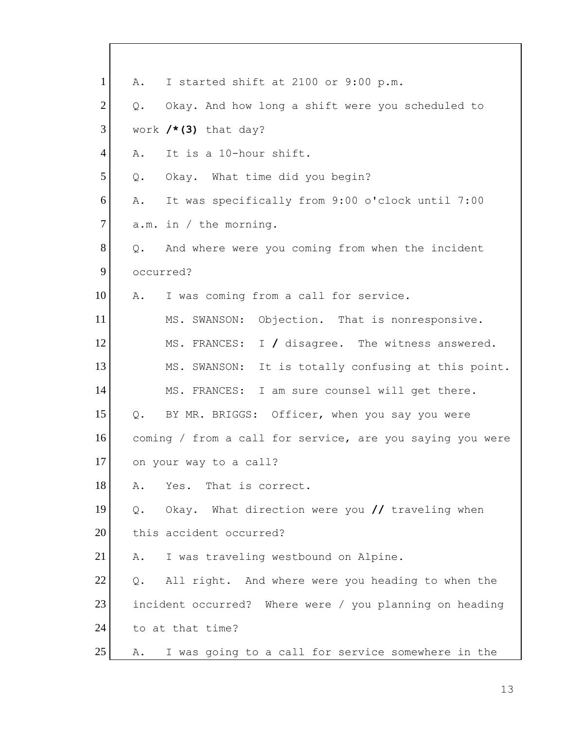1 A. I started shift at 2100 or 9:00 p.m.

2 Q. Okay. And how long a shift were you scheduled to

3 work **/*(3)** that day?

4 A. It is a 10-hour shift.

5 Q. Okay. What time did you begin?

6 A. It was specifically from 9:00 o'clock until 7:00

7 a.m. in / the morning.

8 Q. And where were you coming from when the incident

9 occurred?

10 A. I was coming from a call for service.

11 MS. SWANSON: Objection. That is nonresponsive.

12 MS. FRANCES: I **/** disagree. The witness answered.

13 MS. SWANSON: It is totally confusing at this point.

14 MS. FRANCES: I am sure counsel will get there.

15 Q. BY MR. BRIGGS: Officer, when you say you were

16 coming / from a call for service, are you saying you were

17 on your way to a call?

18 A. Yes. That is correct.

19 Q. Okay. What direction were you **//** traveling when

20 this accident occurred?

21 A. I was traveling westbound on Alpine.

22 Q. All right. And where were you heading to when the

23 incident occurred? Where were / you planning on heading

24 to at that time?

25 A. I was going to a call for service somewhere in the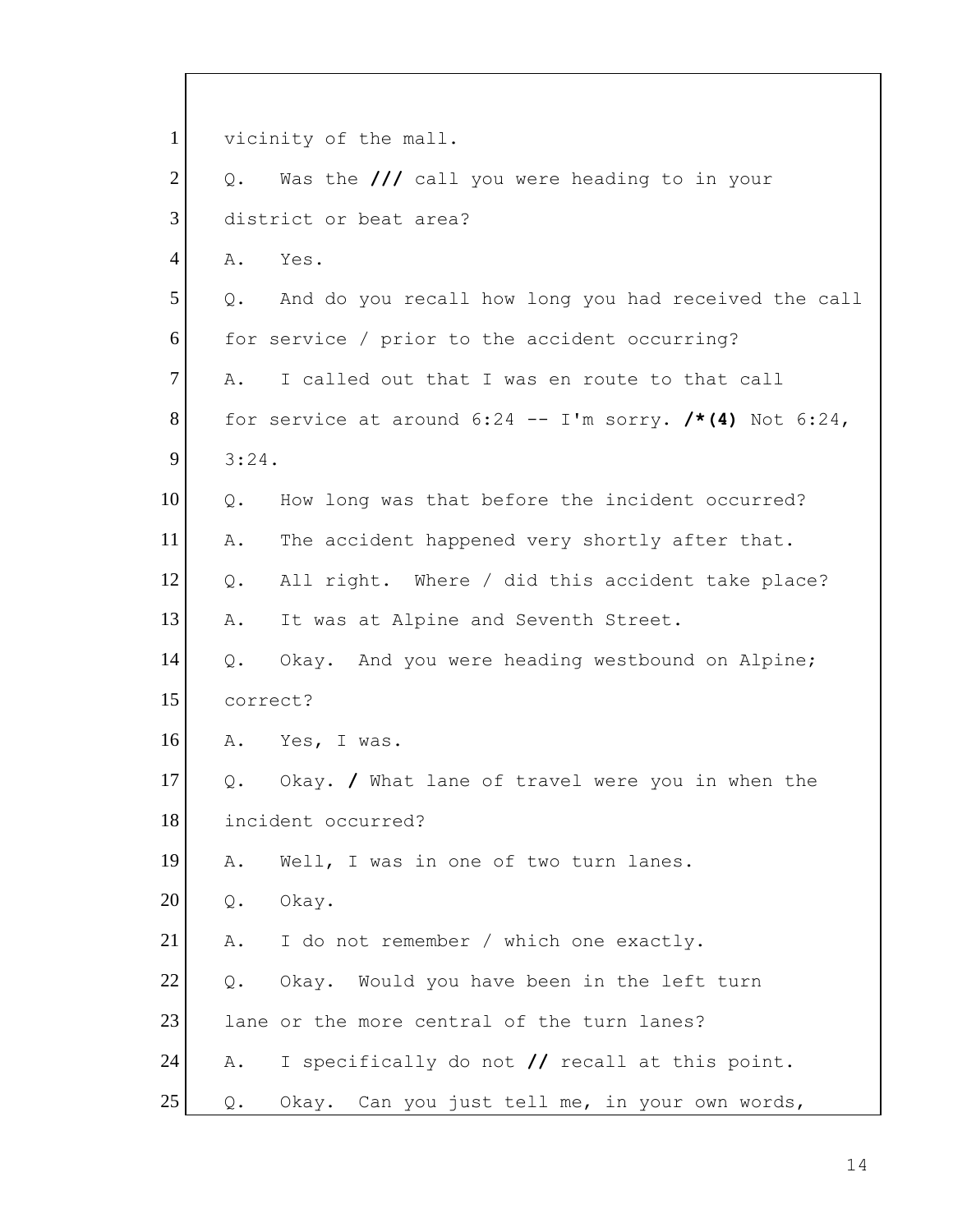1 vicinity of the mall.

2 Q. Was the **///** call you were heading to in your

3 district or beat area?

4 A. Yes.

5 Q. And do you recall how long you had received the call

6 for service / prior to the accident occurring?

7 A. I called out that I was en route to that call

8 for service at around 6:24 -- I'm sorry. **/*(4)** Not 6:24,

9 3:24.

10 Q. How long was that before the incident occurred?

11 A. The accident happened very shortly after that.

12 Q. All right. Where / did this accident take place?

13 A. It was at Alpine and Seventh Street.

14 Q. Okay. And you were heading westbound on Alpine;

15 correct?

16 A. Yes, I was.

17 Q. Okay. **/** What lane of travel were you in when the

18 incident occurred?

19 A. Well, I was in one of two turn lanes.

20 Q. Okay.

21 A. I do not remember / which one exactly.

22 Q. Okay. Would you have been in the left turn

23 lane or the more central of the turn lanes?

24 A. I specifically do not **//** recall at this point.

25 Q. Okay. Can you just tell me, in your own words,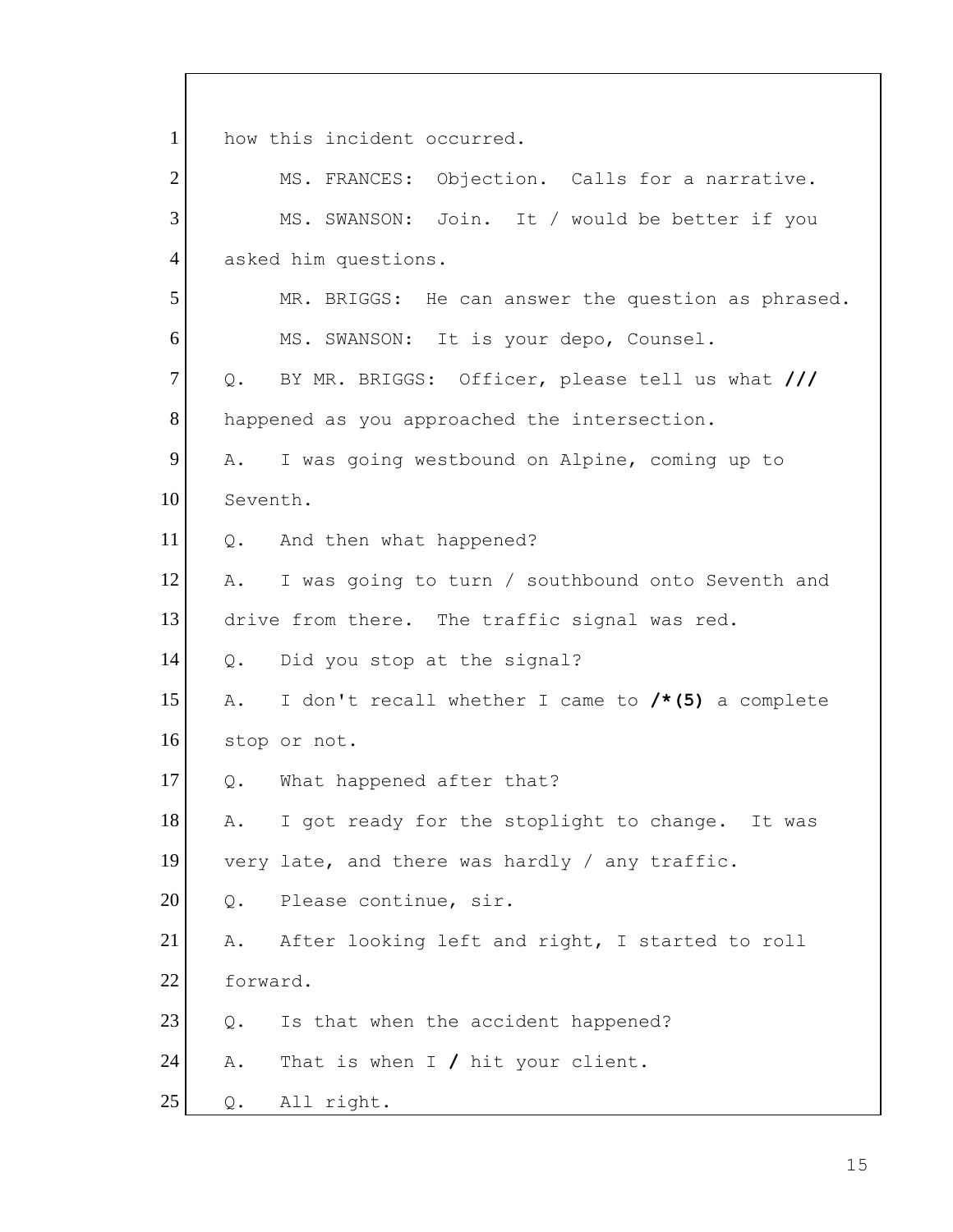1 how this incident occurred.

2 MS. FRANCES: Objection. Calls for a narrative.

3 MS. SWANSON: Join. It / would be better if you

4 asked him questions.

5 MR. BRIGGS: He can answer the question as phrased.

6 MS. SWANSON: It is your depo, Counsel.

7 Q. BY MR. BRIGGS: Officer, please tell us what **///**

8 happened as you approached the intersection.

9 A. I was going westbound on Alpine, coming up to

10 Seventh.

11 Q. And then what happened?

12 A. I was going to turn / southbound onto Seventh and

13 drive from there. The traffic signal was red.

14 Q. Did you stop at the signal?

15 A. I don't recall whether I came to **/*(5)** a complete

16 stop or not.

17 Q. What happened after that?

18 A. I got ready for the stoplight to change. It was

19 very late, and there was hardly / any traffic.

20 Q. Please continue, sir.

21 A. After looking left and right, I started to roll

22 forward.

23 Q. Is that when the accident happened?

24 A. That is when I **/** hit your client.

25 Q. All right.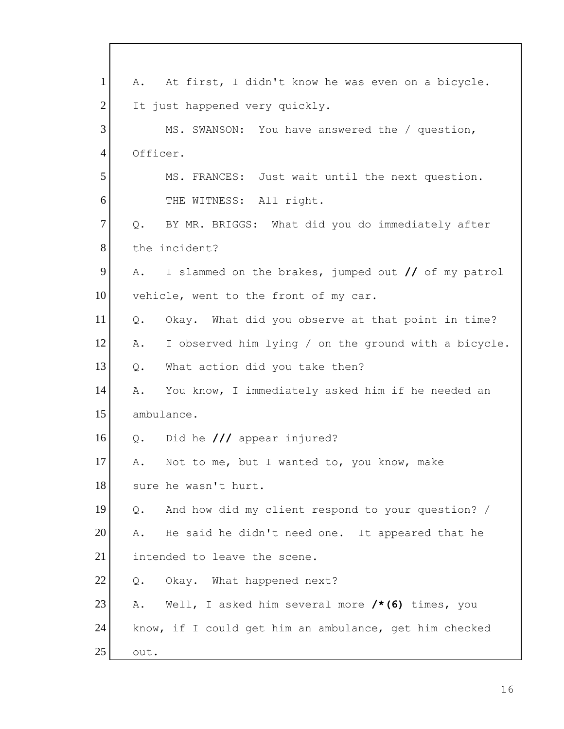1 A. At first, I didn't know he was even on a bicycle.
2 It just happened very quickly.
3 MS. SWANSON: You have answered the / question,
4 Officer.
5 MS. FRANCES: Just wait until the next question.
6 THE WITNESS: All right.
7 Q. BY MR. BRIGGS: What did you do immediately after
8 the incident?
9 A. I slammed on the brakes, jumped out **//** of my patrol
10 vehicle, went to the front of my car.
11 Q. Okay. What did you observe at that point in time?
12 A. I observed him lying / on the ground with a bicycle.
13 Q. What action did you take then?
14 A. You know, I immediately asked him if he needed an
15 ambulance.
16 Q. Did he **///** appear injured?
17 A. Not to me, but I wanted to, you know, make
18 sure he wasn't hurt.
19 Q. And how did my client respond to your question? /
20 A. He said he didn't need one. It appeared that he
21 intended to leave the scene.
22 Q. Okay. What happened next?
23 A. Well, I asked him several more **/*(6)** times, you
24 know, if I could get him an ambulance, get him checked
25 out.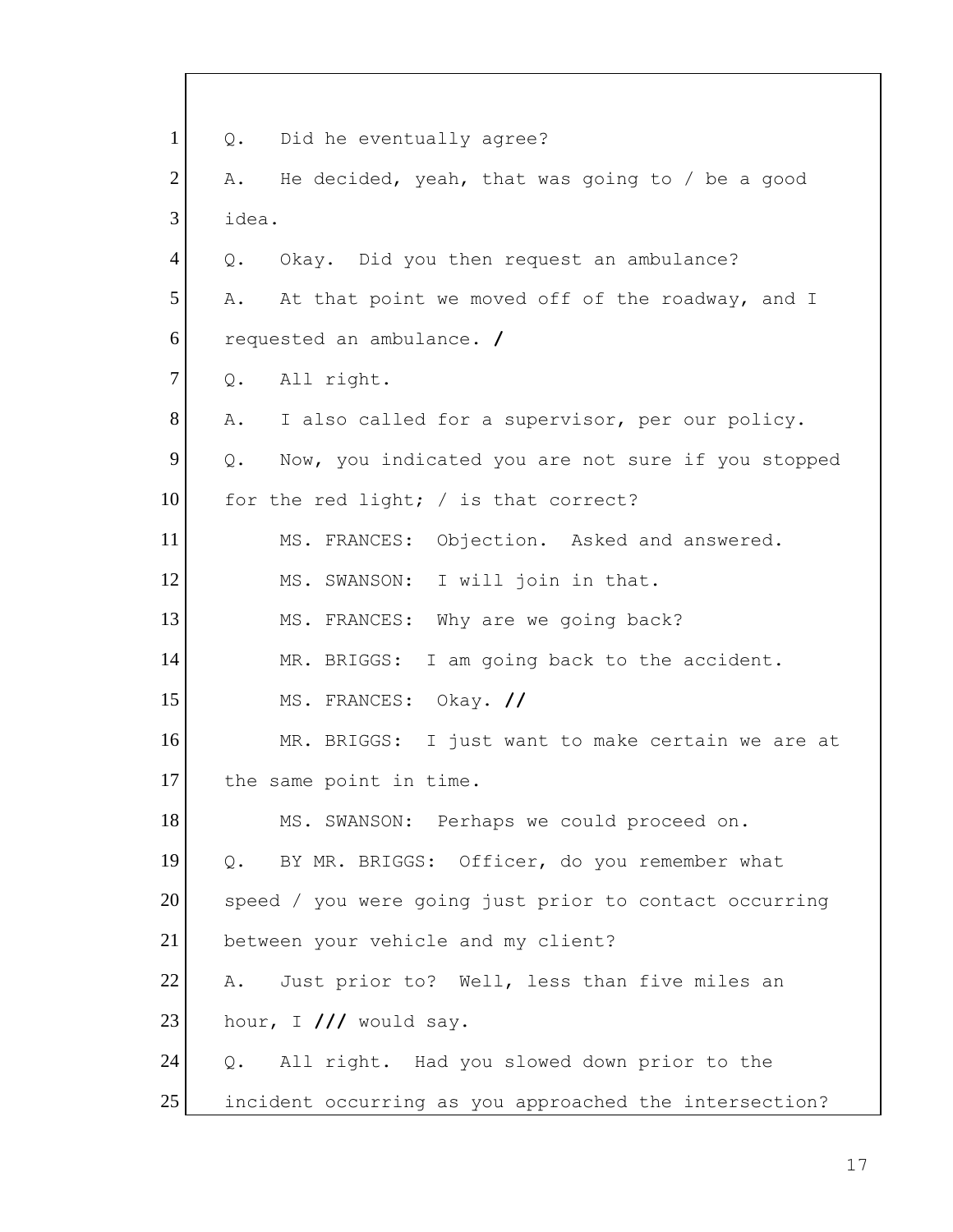1 Q. Did he eventually agree?

2 A. He decided, yeah, that was going to / be a good

3 idea.

4 Q. Okay. Did you then request an ambulance?

5 A. At that point we moved off of the roadway, and I

6 requested an ambulance. **/**

7 Q. All right.

8 A. I also called for a supervisor, per our policy.

9 Q. Now, you indicated you are not sure if you stopped

10 for the red light; / is that correct?

11 MS. FRANCES: Objection. Asked and answered.

12 MS. SWANSON: I will join in that.

13 MS. FRANCES: Why are we going back?

14 MR. BRIGGS: I am going back to the accident.

15 MS. FRANCES: Okay. **//**

16 MR. BRIGGS: I just want to make certain we are at

17 the same point in time.

18 MS. SWANSON: Perhaps we could proceed on.

19 Q. BY MR. BRIGGS: Officer, do you remember what

20 speed / you were going just prior to contact occurring

21 between your vehicle and my client?

22 A. Just prior to? Well, less than five miles an

23 hour, I **///** would say.

24 Q. All right. Had you slowed down prior to the

25 incident occurring as you approached the intersection?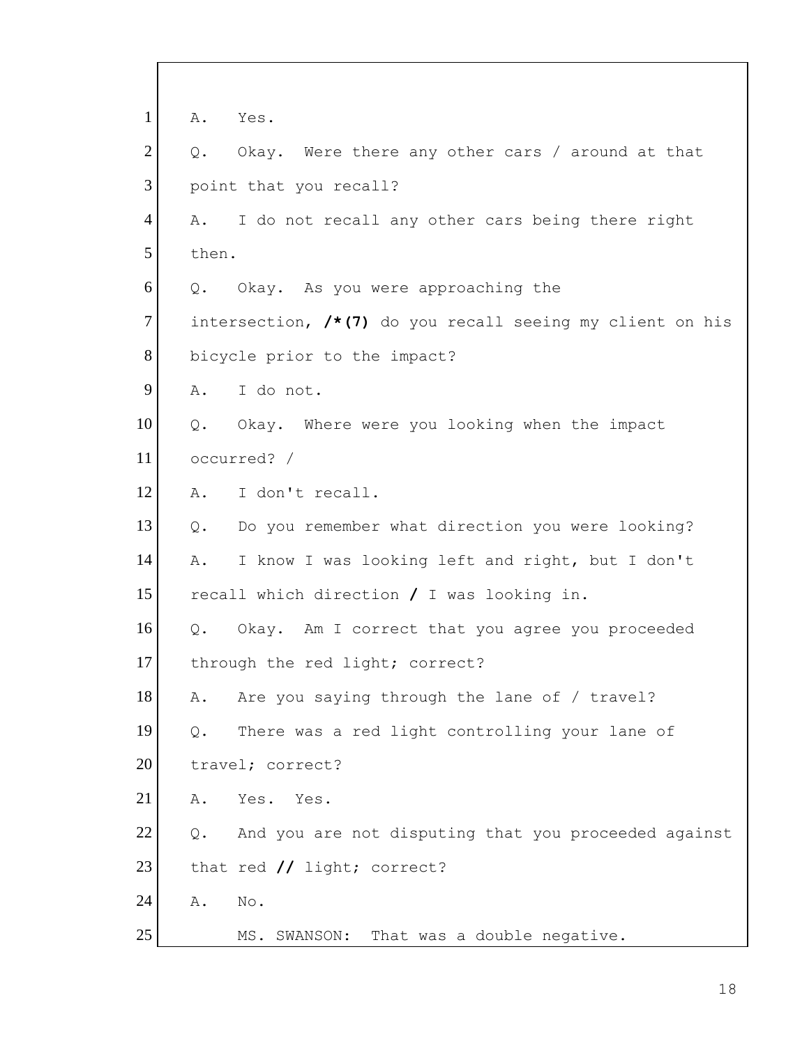1 A. Yes.

2 Q. Okay. Were there any other cars / around at that

3 point that you recall?

4 A. I do not recall any other cars being there right

5 then.

6 Q. Okay. As you were approaching the

7 intersection, **/*(7)** do you recall seeing my client on his

8 bicycle prior to the impact?

9 A. I do not.

10 Q. Okay. Where were you looking when the impact

11 occurred? /

12 A. I don't recall.

13 Q. Do you remember what direction you were looking?

14 A. I know I was looking left and right, but I don't

15 recall which direction **/** I was looking in.

16 Q. Okay. Am I correct that you agree you proceeded

17 through the red light; correct?

18 A. Are you saying through the lane of / travel?

19 Q. There was a red light controlling your lane of

20 travel; correct?

21 A. Yes. Yes.

22 Q. And you are not disputing that you proceeded against

23 that red **//** light; correct?

24 A. No.

25 MS. SWANSON: That was a double negative.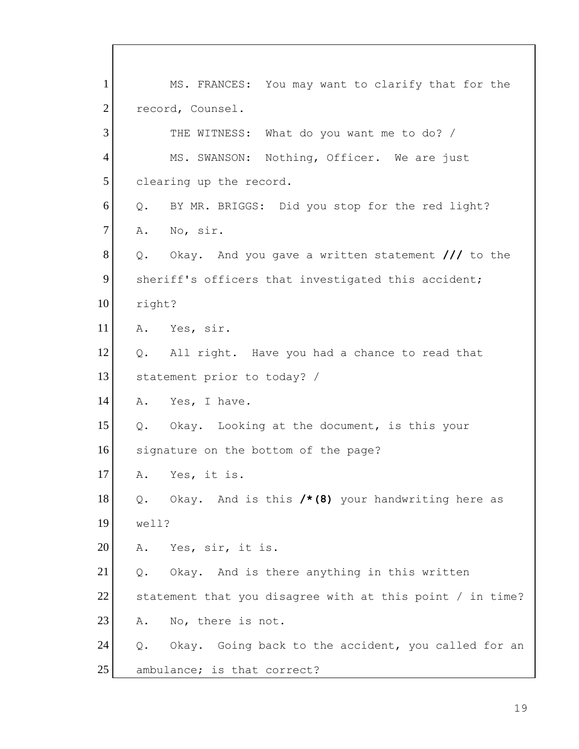1 MS. FRANCES: You may want to clarify that for the
2 record, Counsel.
3 THE WITNESS: What do you want me to do? /
4 MS. SWANSON: Nothing, Officer. We are just
5 clearing up the record.
6 Q. BY MR. BRIGGS: Did you stop for the red light?
7 A. No, sir.
8 Q. Okay. And you gave a written statement **///** to the
9 sheriff's officers that investigated this accident;
10 right?
11 A. Yes, sir.
12 Q. All right. Have you had a chance to read that
13 statement prior to today? /
14 A. Yes, I have.
15 Q. Okay. Looking at the document, is this your
16 signature on the bottom of the page?
17 A. Yes, it is.
18 Q. Okay. And is this **/*(8)** your handwriting here as
19 well?
20 A. Yes, sir, it is.
21 Q. Okay. And is there anything in this written
22 statement that you disagree with at this point / in time?
23 A. No, there is not.
24 Q. Okay. Going back to the accident, you called for an
25 ambulance; is that correct?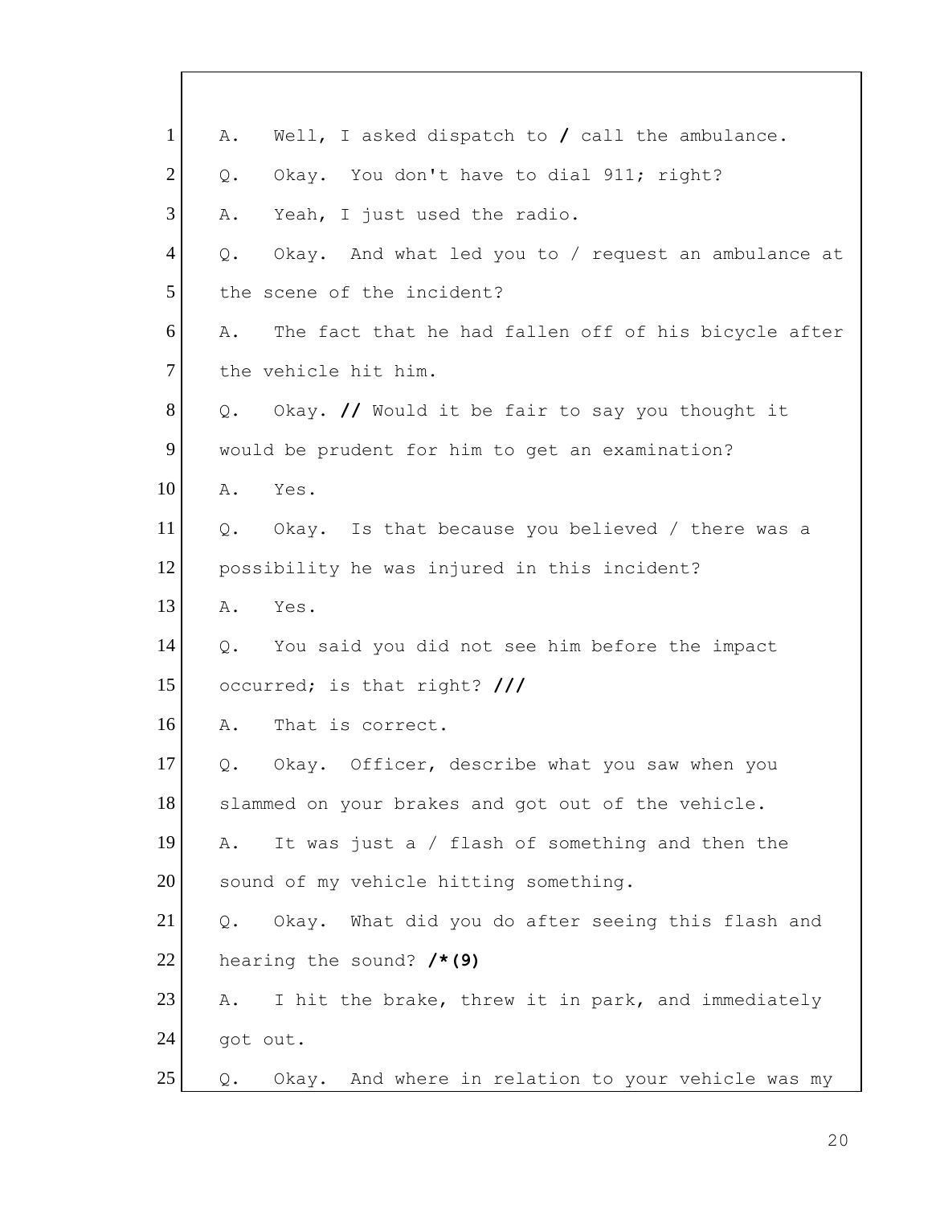1 A. Well, I asked dispatch to / call the ambulance.

2 Q. Okay. You don't have to dial 911; right?

3 A. Yeah, I just used the radio.

4 Q. Okay. And what led you to / request an ambulance at

5 the scene of the incident?

6 A. The fact that he had fallen off of his bicycle after

7 the vehicle hit him.

8 Q. Okay. // Would it be fair to say you thought it

9 would be prudent for him to get an examination?

10 A. Yes.

11 Q. Okay. Is that because you believed / there was a

12 possibility he was injured in this incident?

13 A. Yes.

14 Q. You said you did not see him before the impact

15 occurred; is that right? ///

16 A. That is correct.

17 Q. Okay. Officer, describe what you saw when you

18 slammed on your brakes and got out of the vehicle.

19 A. It was just a / flash of something and then the

20 sound of my vehicle hitting something.

21 Q. Okay. What did you do after seeing this flash and

22 hearing the sound? /*(9)

23 A. I hit the brake, threw it in park, and immediately

24 got out.

25 Q. Okay. And where in relation to your vehicle was my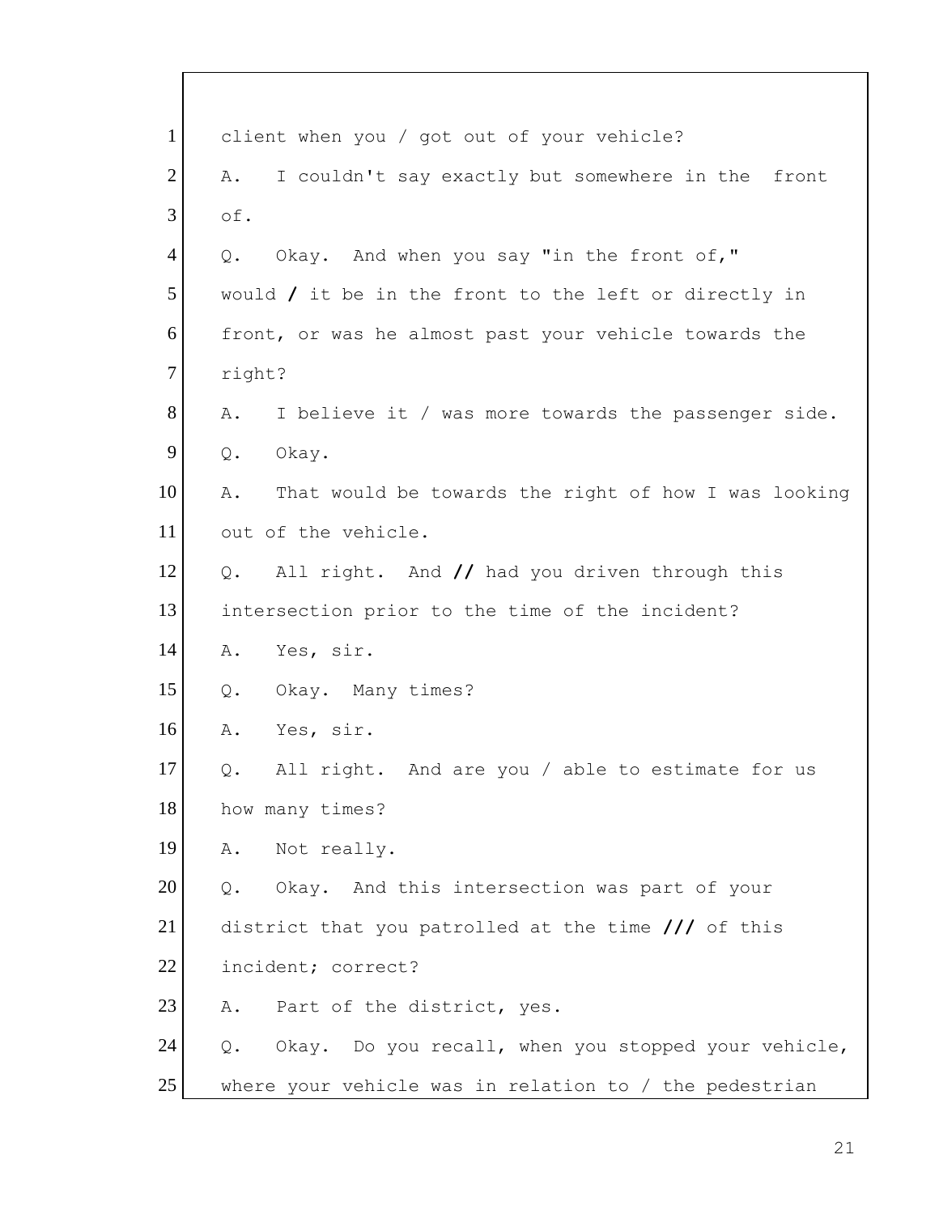1 client when you / got out of your vehicle?

2 A. I couldn't say exactly but somewhere in the front

3 of.

4 Q. Okay. And when you say "in the front of,"

5 would **/** it be in the front to the left or directly in

6 front, or was he almost past your vehicle towards the

7 right?

8 A. I believe it / was more towards the passenger side.

9 Q. Okay.

10 A. That would be towards the right of how I was looking

11 out of the vehicle.

12 Q. All right. And **//** had you driven through this

13 intersection prior to the time of the incident?

14 A. Yes, sir.

15 Q. Okay. Many times?

16 A. Yes, sir.

17 Q. All right. And are you / able to estimate for us

18 how many times?

19 A. Not really.

20 Q. Okay. And this intersection was part of your

21 district that you patrolled at the time **///** of this

22 incident; correct?

23 A. Part of the district, yes.

24 Q. Okay. Do you recall, when you stopped your vehicle,

25 where your vehicle was in relation to / the pedestrian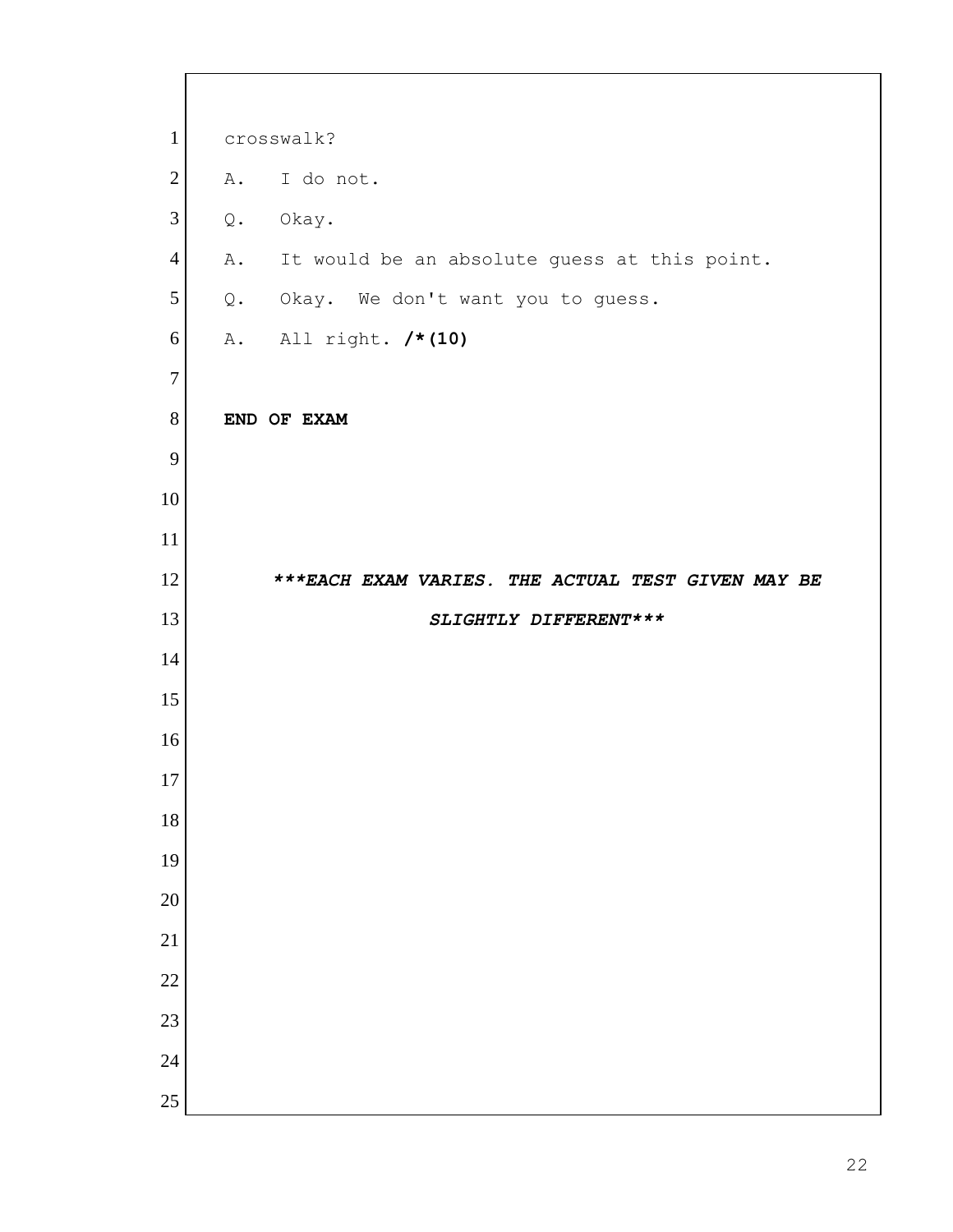crosswalk?

A. I do not.

Q. Okay.

A. It would be an absolute guess at this point.

Q. Okay. We don't want you to guess.

A. All right. **/*(10)**

**END OF EXAM**

***\*\*\*EACH EXAM VARIES. THE ACTUAL TEST GIVEN MAY BE SLIGHTLY DIFFERENT\*\*\****